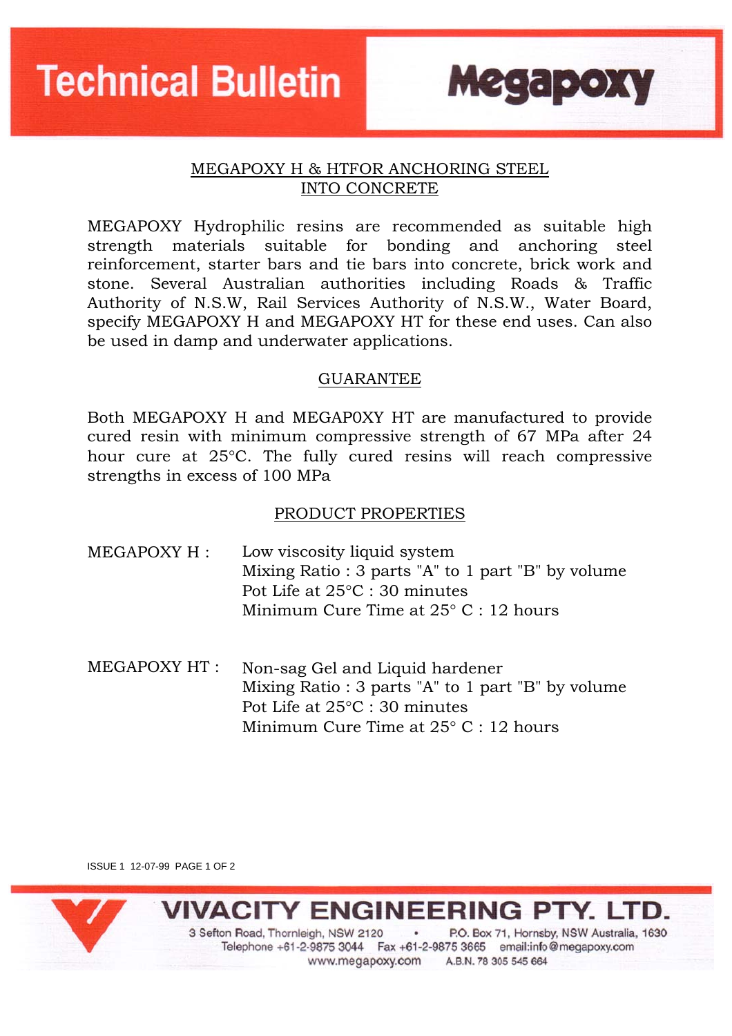# Technical Bulletin

**Megapoxy**

## MEGAPOXY H & HTFOR ANCHORING STEEL INTO CONCRETE

MEGAPOXY Hydrophilic resins are recommended as suitable high strength materials suitable for bonding and anchoring steel reinforcement, starter bars and tie bars into concrete, brick work and stone. Several Australian authorities including Roads & Traffic Authority of N.S.W, Rail Services Authority of N.S.W., Water Board, specify MEGAPOXY H and MEGAPOXY HT for these end uses. Can also be used in damp and underwater applications.

## GUARANTEE

Both MEGAPOXY H and MEGAP0XY HT are manufactured to provide cured resin with minimum compressive strength of 67 MPa after 24 hour cure at 25°C. The fully cured resins will reach compressive strengths in excess of 100 MPa

## PRODUCT PROPERTIES

**MEGAPOXY H :**

Low viscosity liquid system
Mixing Ratio : 3 parts "A" to 1 part "B" by volume
Pot Life at 25°C : 30 minutes
Minimum Cure Time at 25° C : 12 hours

**MEGAPOXY HT :**

Non-sag Gel and Liquid hardener
Mixing Ratio : 3 parts "A" to 1 part "B" by volume
Pot Life at 25°C : 30 minutes
Minimum Cure Time at 25° C : 12 hours

ISSUE 1 12-07-99

**VIVACITY ENGINEERING PTY. LTD.**

3 Sefton Road, Thornleigh, NSW 2120 • P.O. Box 71, Hornsby, NSW Australia, 1630
Telephone +61-2-9875 3044 Fax +61-2-9875 3665 email:info@megapoxy.com
www.megapoxy.com A.B.N. 78 305 545 664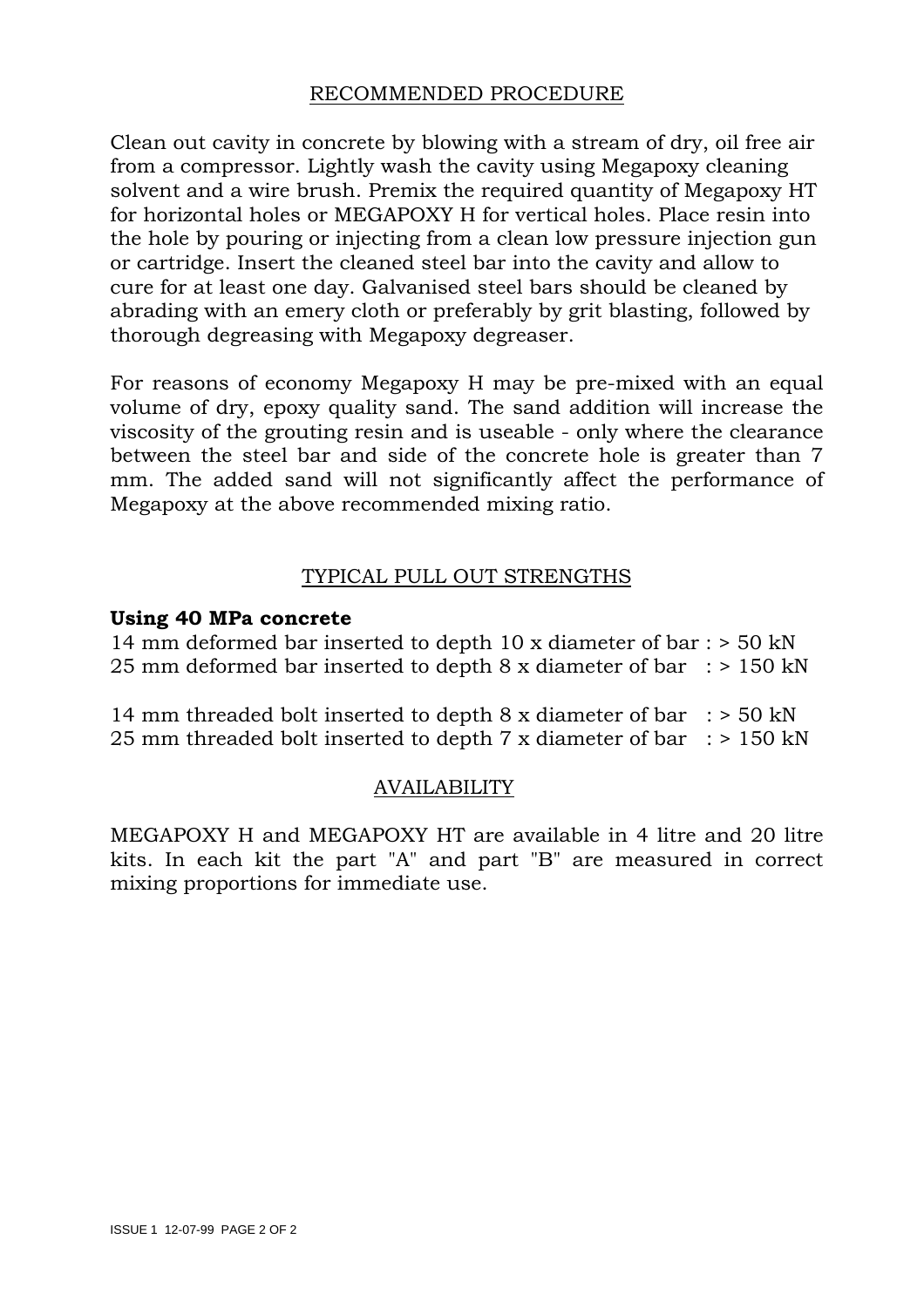## RECOMMENDED PROCEDURE

Clean out cavity in concrete by blowing with a stream of dry, oil free air from a compressor. Lightly wash the cavity using Megapoxy cleaning solvent and a wire brush. Premix the required quantity of Megapoxy HT for horizontal holes or MEGAPOXY H for vertical holes. Place resin into the hole by pouring or injecting from a clean low pressure injection gun or cartridge. Insert the cleaned steel bar into the cavity and allow to cure for at least one day. Galvanised steel bars should be cleaned by abrading with an emery cloth or preferably by grit blasting, followed by thorough degreasing with Megapoxy degreaser.

For reasons of economy Megapoxy H may be pre-mixed with an equal volume of dry, epoxy quality sand. The sand addition will increase the viscosity of the grouting resin and is useable - only where the clearance between the steel bar and side of the concrete hole is greater than 7 mm. The added sand will not significantly affect the performance of Megapoxy at the above recommended mixing ratio.

## TYPICAL PULL OUT STRENGTHS

**Using 40 MPa concrete**

14 mm deformed bar inserted to depth 10 x diameter of bar : > 50 kN
25 mm deformed bar inserted to depth 8 x diameter of bar : > 150 kN

14 mm threaded bolt inserted to depth 8 x diameter of bar : > 50 kN
25 mm threaded bolt inserted to depth 7 x diameter of bar : > 150 kN

## AVAILABILITY

MEGAPOXY H and MEGAPOXY HT are available in 4 litre and 20 litre kits. In each kit the part "A" and part "B" are measured in correct mixing proportions for immediate use.